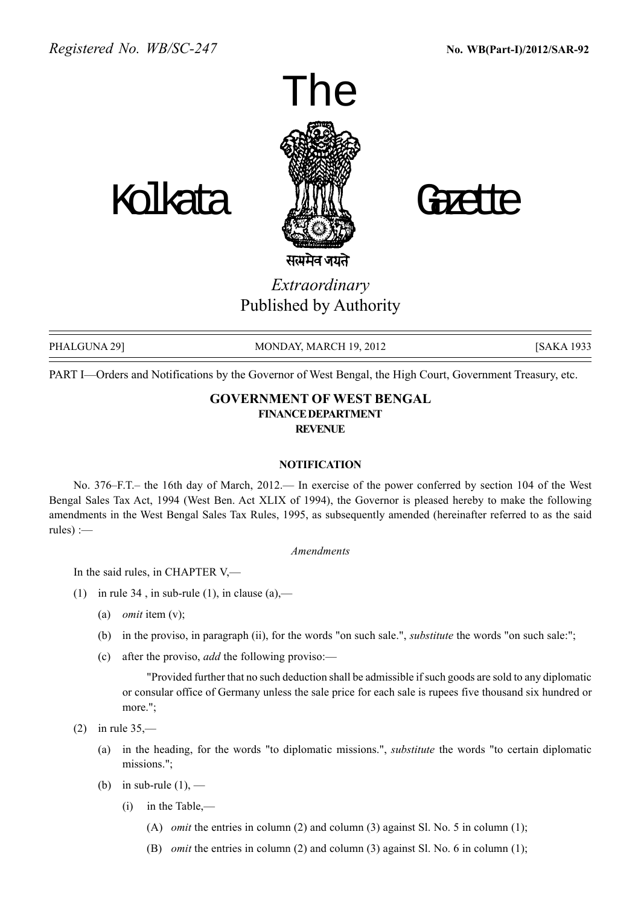*Registered No. WB/SC-247* **No. WB(Part-I)/2012/SAR-92**

# The Kolkata Gazette

सत्यमेव जयते

*Extraordinary*
Published by Authority

PHALGUNA 29] MONDAY, MARCH 19, 2012 [SAKA 1933

PART I—Orders and Notifications by the Governor of West Bengal, the High Court, Government Treasury, etc.

## GOVERNMENT OF WEST BENGAL
### FINANCE DEPARTMENT
### REVENUE

#### NOTIFICATION

No. 376–F.T.– the 16th day of March, 2012.— In exercise of the power conferred by section 104 of the West Bengal Sales Tax Act, 1994 (West Ben. Act XLIX of 1994), the Governor is pleased hereby to make the following amendments in the West Bengal Sales Tax Rules, 1995, as subsequently amended (hereinafter referred to as the said rules) :—

*Amendments*

In the said rules, in CHAPTER V,—

(1) in rule 34 , in sub-rule (1), in clause (a),—

  (a) *omit* item (v);

  (b) in the proviso, in paragraph (ii), for the words "on such sale.", *substitute* the words "on such sale:";

  (c) after the proviso, *add* the following proviso:—

    "Provided further that no such deduction shall be admissible if such goods are sold to any diplomatic or consular office of Germany unless the sale price for each sale is rupees five thousand six hundred or more.";

(2) in rule 35,—

  (a) in the heading, for the words "to diplomatic missions.", *substitute* the words "to certain diplomatic missions.";

  (b) in sub-rule (1), —

    (i) in the Table,—

      (A) *omit* the entries in column (2) and column (3) against Sl. No. 5 in column (1);

      (B) *omit* the entries in column (2) and column (3) against Sl. No. 6 in column (1);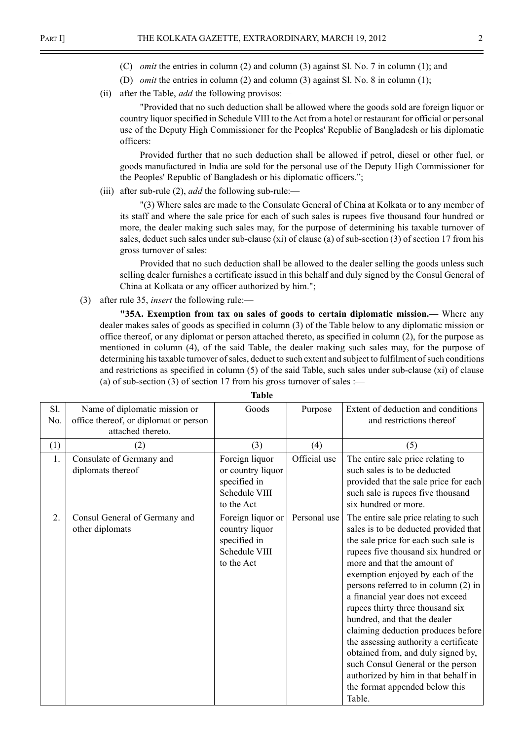(C) *omit* the entries in column (2) and column (3) against Sl. No. 7 in column (1); and

(D) *omit* the entries in column (2) and column (3) against Sl. No. 8 in column (1);

(ii) after the Table, *add* the following provisos:—

"Provided that no such deduction shall be allowed where the goods sold are foreign liquor or country liquor specified in Schedule VIII to the Act from a hotel or restaurant for official or personal use of the Deputy High Commissioner for the Peoples' Republic of Bangladesh or his diplomatic officers:

Provided further that no such deduction shall be allowed if petrol, diesel or other fuel, or goods manufactured in India are sold for the personal use of the Deputy High Commissioner for the Peoples' Republic of Bangladesh or his diplomatic officers.";

(iii) after sub-rule (2), *add* the following sub-rule:—

"(3) Where sales are made to the Consulate General of China at Kolkata or to any member of its staff and where the sale price for each of such sales is rupees five thousand four hundred or more, the dealer making such sales may, for the purpose of determining his taxable turnover of sales, deduct such sales under sub-clause (xi) of clause (a) of sub-section (3) of section 17 from his gross turnover of sales:

Provided that no such deduction shall be allowed to the dealer selling the goods unless such selling dealer furnishes a certificate issued in this behalf and duly signed by the Consul General of China at Kolkata or any officer authorized by him.";

(3) after rule 35, *insert* the following rule:—

**"35A. Exemption from tax on sales of goods to certain diplomatic mission.—** Where any dealer makes sales of goods as specified in column (3) of the Table below to any diplomatic mission or office thereof, or any diplomat or person attached thereto, as specified in column (2), for the purpose as mentioned in column (4), of the said Table, the dealer making such sales may, for the purpose of determining his taxable turnover of sales, deduct to such extent and subject to fulfilment of such conditions and restrictions as specified in column (5) of the said Table, such sales under sub-clause (xi) of clause (a) of sub-section (3) of section 17 from his gross turnover of sales :—

**Table**

| Sl. No. | Name of diplomatic mission or office thereof, or diplomat or person attached thereto. | Goods | Purpose | Extent of deduction and conditions and restrictions thereof |
|---|---|---|---|---|
| (1) | (2) | (3) | (4) | (5) |
| 1. | Consulate of Germany and diplomats thereof | Foreign liquor or country liquor specified in Schedule VIII to the Act | Official use | The entire sale price relating to such sales is to be deducted provided that the sale price for each such sale is rupees five thousand six hundred or more. |
| 2. | Consul General of Germany and other diplomats | Foreign liquor or country liquor specified in Schedule VIII to the Act | Personal use | The entire sale price relating to such sales is to be deducted provided that the sale price for each such sale is rupees five thousand six hundred or more and that the amount of exemption enjoyed by each of the persons referred to in column (2) in a financial year does not exceed rupees thirty three thousand six hundred, and that the dealer claiming deduction produces before the assessing authority a certificate obtained from, and duly signed by, such Consul General or the person authorized by him in that behalf in the format appended below this Table. |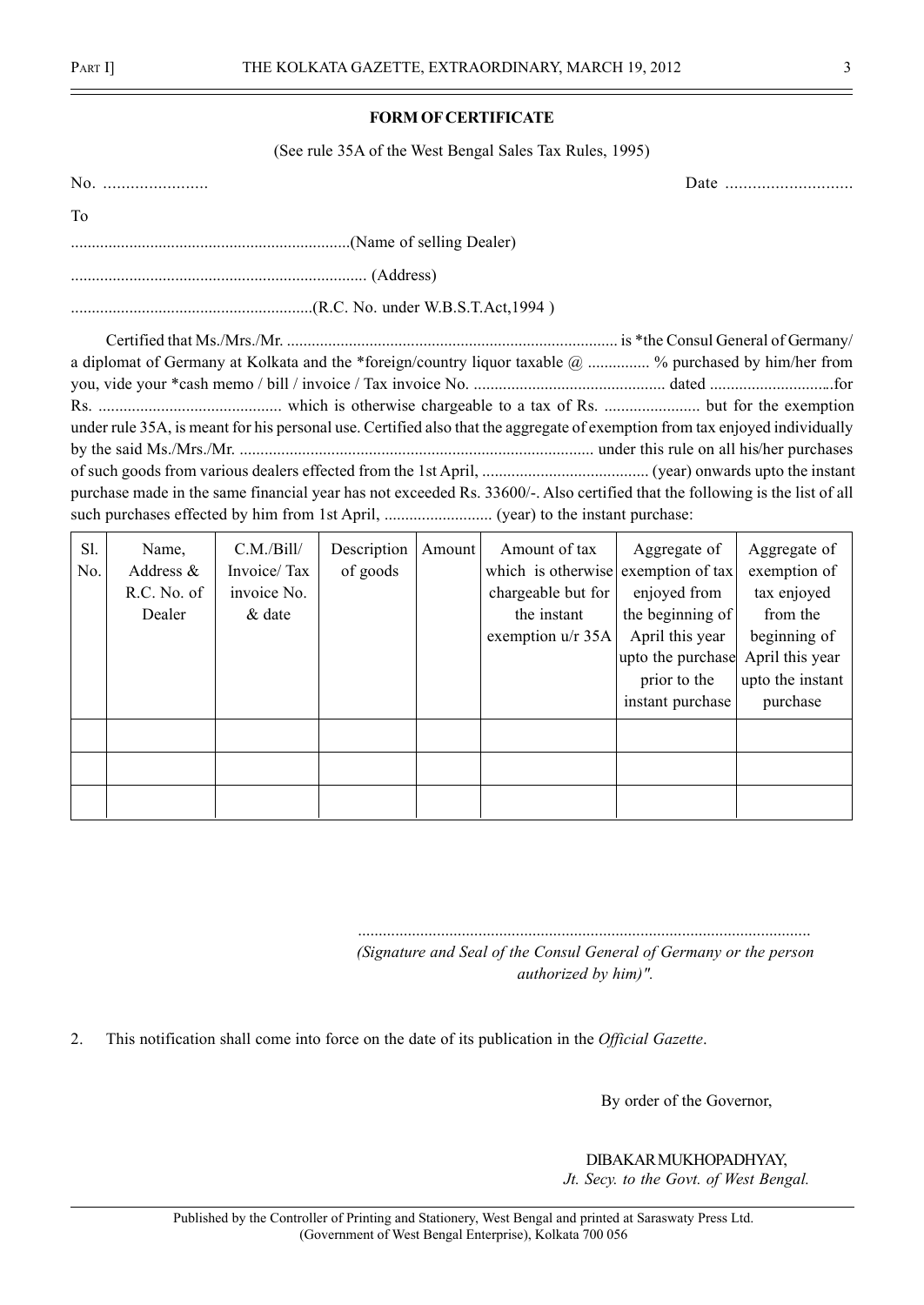**FORM OF CERTIFICATE**

(See rule 35A of the West Bengal Sales Tax Rules, 1995)

No. ....................... Date ............................

To

..................................................................(Name of selling Dealer)

...................................................................... (Address)

.........................................................(R.C. No. under W.B.S.T.Act,1994 )

Certified that Ms./Mrs./Mr. ............................................................................... is *the Consul General of Germany/ a diplomat of Germany at Kolkata and the *foreign/country liquor taxable @ ............... % purchased by him/her from you, vide your *cash memo / bill / invoice / Tax invoice No. .............................................. dated ...........................for Rs. ........................................... which is otherwise chargeable to a tax of Rs. ....................... but for the exemption under rule 35A, is meant for his personal use. Certified also that the aggregate of exemption from tax enjoyed individually by the said Ms./Mrs./Mr. .................................................................................... under this rule on all his/her purchases of such goods from various dealers effected from the 1st April, ........................................ (year) onwards upto the instant purchase made in the same financial year has not exceeded Rs. 33600/-. Also certified that the following is the list of all such purchases effected by him from 1st April, .......................... (year) to the instant purchase:

| Sl. No. | Name, Address & R.C. No. of Dealer | C.M./Bill/ Invoice/ Tax invoice No. & date | Description of goods | Amount | Amount of tax which is otherwise chargeable but for the instant exemption u/r 35A | Aggregate of exemption of tax enjoyed from the beginning of April this year upto the purchase prior to the instant purchase | Aggregate of exemption of tax enjoyed from the beginning of April this year upto the instant purchase |
|---|---|---|---|---|---|---|---|
| | | | | | | | |
| | | | | | | | |
| | | | | | | | |

............................................................................................................

*(Signature and Seal of the Consul General of Germany or the person authorized by him)".*

2. This notification shall come into force on the date of its publication in the *Official Gazette*.

By order of the Governor,

DIBAKAR MUKHOPADHYAY,
*Jt. Secy. to the Govt. of West Bengal.*

Published by the Controller of Printing and Stationery, West Bengal and printed at Saraswaty Press Ltd. (Government of West Bengal Enterprise), Kolkata 700 056